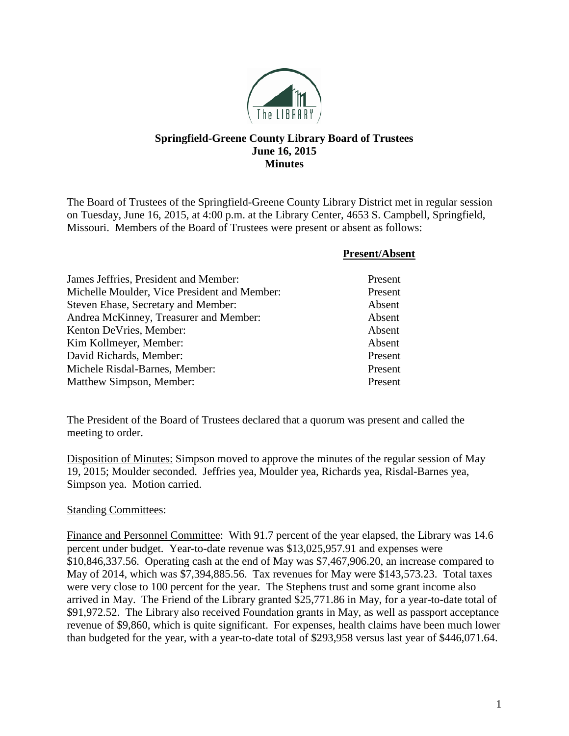**Springfield-Greene County Library Board of Trustees**
**June 16, 2015**
**Minutes**

The Board of Trustees of the Springfield-Greene County Library District met in regular session on Tuesday, June 16, 2015, at 4:00 p.m. at the Library Center, 4653 S. Campbell, Springfield, Missouri. Members of the Board of Trustees were present or absent as follows:

| | **Present/Absent** |
|---|---|
| James Jeffries, President and Member: | Present |
| Michelle Moulder, Vice President and Member: | Present |
| Steven Ehase, Secretary and Member: | Absent |
| Andrea McKinney, Treasurer and Member: | Absent |
| Kenton DeVries, Member: | Absent |
| Kim Kollmeyer, Member: | Absent |
| David Richards, Member: | Present |
| Michele Risdal-Barnes, Member: | Present |
| Matthew Simpson, Member: | Present |

The President of the Board of Trustees declared that a quorum was present and called the meeting to order.

Disposition of Minutes: Simpson moved to approve the minutes of the regular session of May 19, 2015; Moulder seconded. Jeffries yea, Moulder yea, Richards yea, Risdal-Barnes yea, Simpson yea. Motion carried.

Standing Committees:

Finance and Personnel Committee: With 91.7 percent of the year elapsed, the Library was 14.6 percent under budget. Year-to-date revenue was $13,025,957.91 and expenses were $10,846,337.56. Operating cash at the end of May was $7,467,906.20, an increase compared to May of 2014, which was $7,394,885.56. Tax revenues for May were $143,573.23. Total taxes were very close to 100 percent for the year. The Stephens trust and some grant income also arrived in May. The Friend of the Library granted $25,771.86 in May, for a year-to-date total of $91,972.52. The Library also received Foundation grants in May, as well as passport acceptance revenue of $9,860, which is quite significant. For expenses, health claims have been much lower than budgeted for the year, with a year-to-date total of $293,958 versus last year of $446,071.64.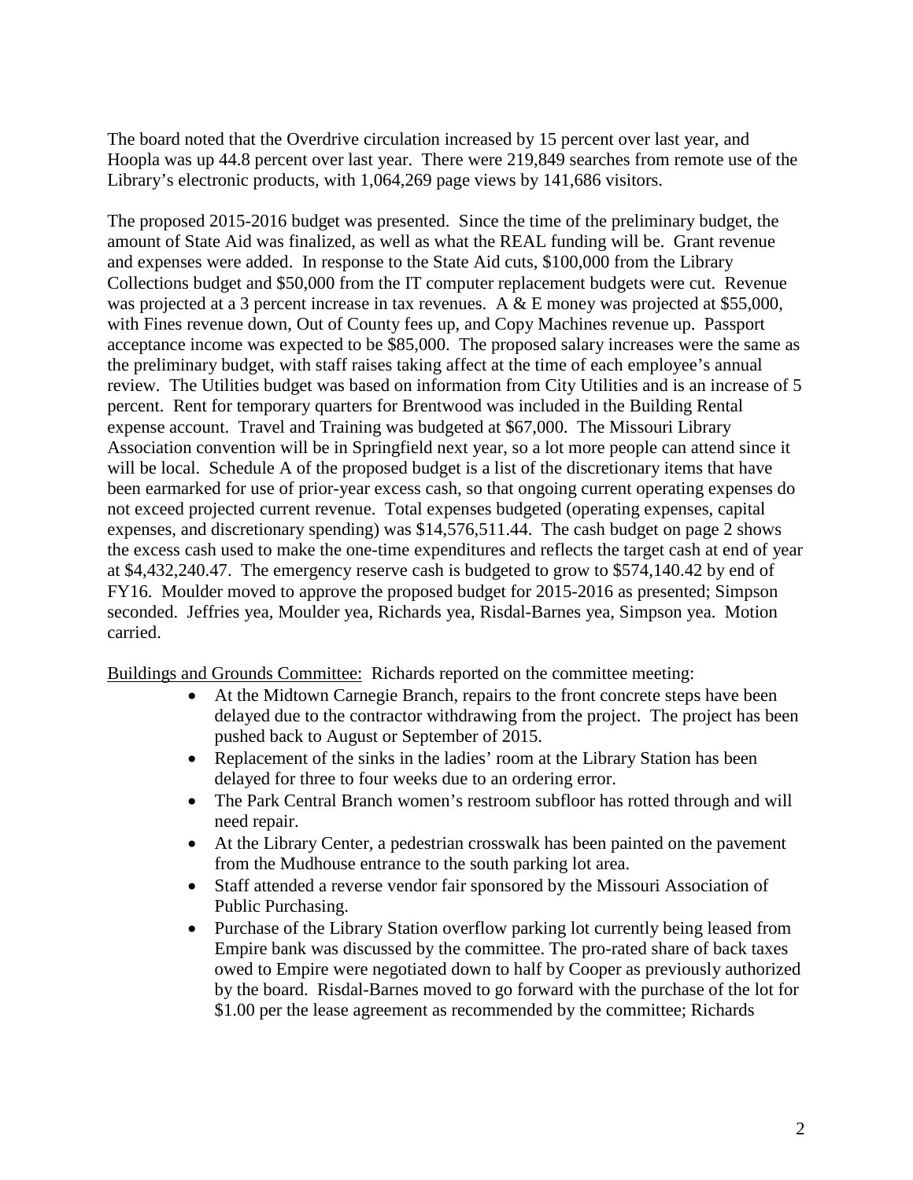The board noted that the Overdrive circulation increased by 15 percent over last year, and Hoopla was up 44.8 percent over last year. There were 219,849 searches from remote use of the Library's electronic products, with 1,064,269 page views by 141,686 visitors.

The proposed 2015-2016 budget was presented. Since the time of the preliminary budget, the amount of State Aid was finalized, as well as what the REAL funding will be. Grant revenue and expenses were added. In response to the State Aid cuts, $100,000 from the Library Collections budget and $50,000 from the IT computer replacement budgets were cut. Revenue was projected at a 3 percent increase in tax revenues. A & E money was projected at $55,000, with Fines revenue down, Out of County fees up, and Copy Machines revenue up. Passport acceptance income was expected to be $85,000. The proposed salary increases were the same as the preliminary budget, with staff raises taking affect at the time of each employee's annual review. The Utilities budget was based on information from City Utilities and is an increase of 5 percent. Rent for temporary quarters for Brentwood was included in the Building Rental expense account. Travel and Training was budgeted at $67,000. The Missouri Library Association convention will be in Springfield next year, so a lot more people can attend since it will be local. Schedule A of the proposed budget is a list of the discretionary items that have been earmarked for use of prior-year excess cash, so that ongoing current operating expenses do not exceed projected current revenue. Total expenses budgeted (operating expenses, capital expenses, and discretionary spending) was $14,576,511.44. The cash budget on page 2 shows the excess cash used to make the one-time expenditures and reflects the target cash at end of year at $4,432,240.47. The emergency reserve cash is budgeted to grow to $574,140.42 by end of FY16. Moulder moved to approve the proposed budget for 2015-2016 as presented; Simpson seconded. Jeffries yea, Moulder yea, Richards yea, Risdal-Barnes yea, Simpson yea. Motion carried.

Buildings and Grounds Committee: Richards reported on the committee meeting:

- At the Midtown Carnegie Branch, repairs to the front concrete steps have been delayed due to the contractor withdrawing from the project. The project has been pushed back to August or September of 2015.
- Replacement of the sinks in the ladies' room at the Library Station has been delayed for three to four weeks due to an ordering error.
- The Park Central Branch women's restroom subfloor has rotted through and will need repair.
- At the Library Center, a pedestrian crosswalk has been painted on the pavement from the Mudhouse entrance to the south parking lot area.
- Staff attended a reverse vendor fair sponsored by the Missouri Association of Public Purchasing.
- Purchase of the Library Station overflow parking lot currently being leased from Empire bank was discussed by the committee. The pro-rated share of back taxes owed to Empire were negotiated down to half by Cooper as previously authorized by the board. Risdal-Barnes moved to go forward with the purchase of the lot for $1.00 per the lease agreement as recommended by the committee; Richards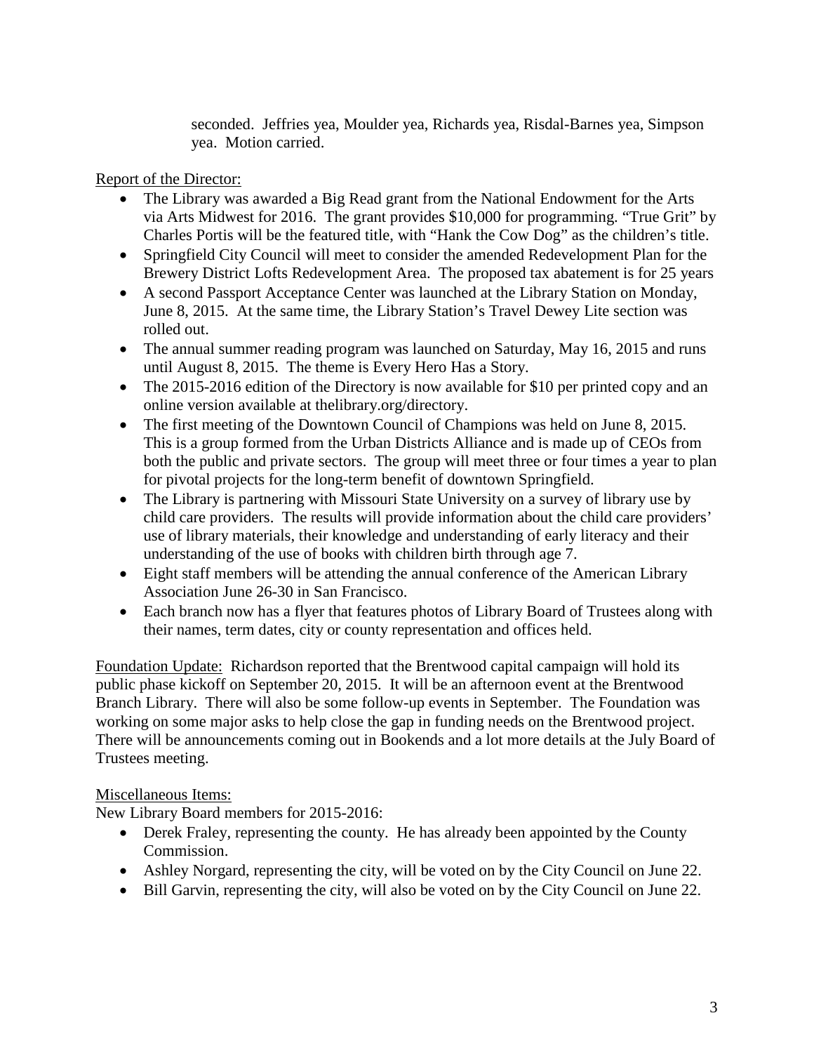seconded. Jeffries yea, Moulder yea, Richards yea, Risdal-Barnes yea, Simpson yea. Motion carried.

<u>Report of the Director:</u>

- The Library was awarded a Big Read grant from the National Endowment for the Arts via Arts Midwest for 2016. The grant provides $10,000 for programming. "True Grit" by Charles Portis will be the featured title, with "Hank the Cow Dog" as the children's title.
- Springfield City Council will meet to consider the amended Redevelopment Plan for the Brewery District Lofts Redevelopment Area. The proposed tax abatement is for 25 years
- A second Passport Acceptance Center was launched at the Library Station on Monday, June 8, 2015. At the same time, the Library Station's Travel Dewey Lite section was rolled out.
- The annual summer reading program was launched on Saturday, May 16, 2015 and runs until August 8, 2015. The theme is Every Hero Has a Story.
- The 2015-2016 edition of the Directory is now available for $10 per printed copy and an online version available at thelibrary.org/directory.
- The first meeting of the Downtown Council of Champions was held on June 8, 2015. This is a group formed from the Urban Districts Alliance and is made up of CEOs from both the public and private sectors. The group will meet three or four times a year to plan for pivotal projects for the long-term benefit of downtown Springfield.
- The Library is partnering with Missouri State University on a survey of library use by child care providers. The results will provide information about the child care providers' use of library materials, their knowledge and understanding of early literacy and their understanding of the use of books with children birth through age 7.
- Eight staff members will be attending the annual conference of the American Library Association June 26-30 in San Francisco.
- Each branch now has a flyer that features photos of Library Board of Trustees along with their names, term dates, city or county representation and offices held.

<u>Foundation Update:</u> Richardson reported that the Brentwood capital campaign will hold its public phase kickoff on September 20, 2015. It will be an afternoon event at the Brentwood Branch Library. There will also be some follow-up events in September. The Foundation was working on some major asks to help close the gap in funding needs on the Brentwood project. There will be announcements coming out in Bookends and a lot more details at the July Board of Trustees meeting.

<u>Miscellaneous Items:</u>

New Library Board members for 2015-2016:

- Derek Fraley, representing the county. He has already been appointed by the County Commission.
- Ashley Norgard, representing the city, will be voted on by the City Council on June 22.
- Bill Garvin, representing the city, will also be voted on by the City Council on June 22.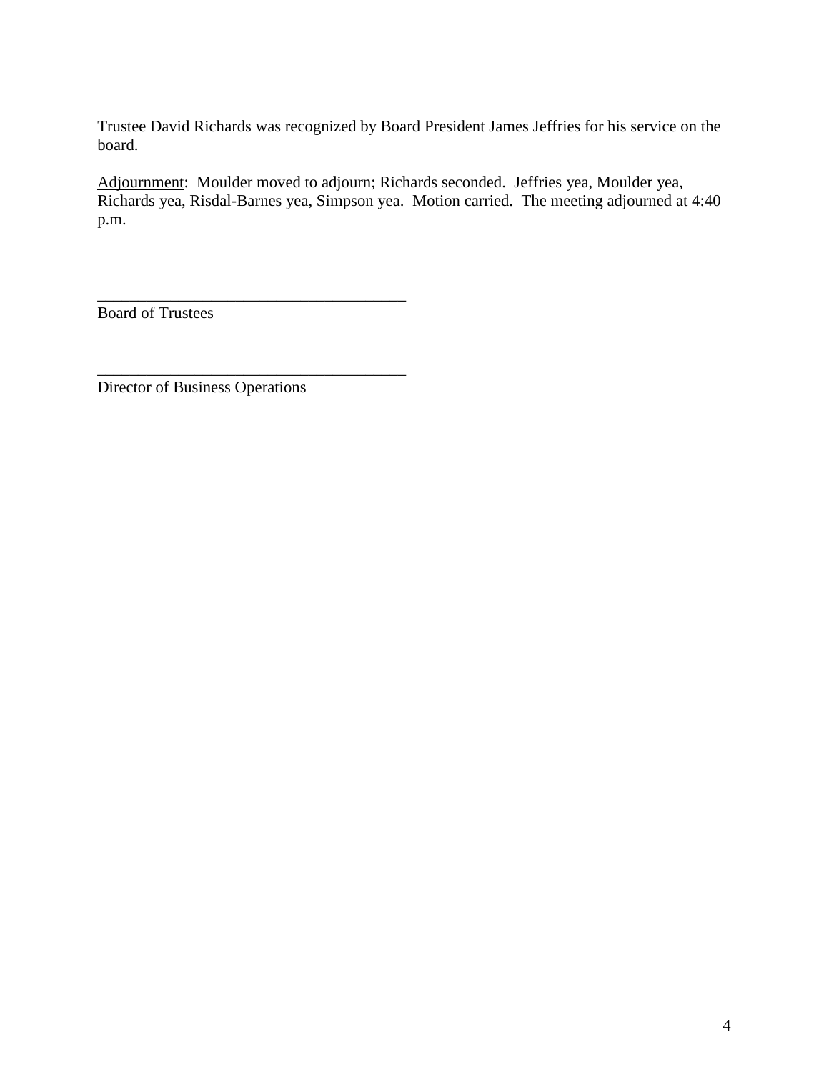Trustee David Richards was recognized by Board President James Jeffries for his service on the board.

Adjournment: Moulder moved to adjourn; Richards seconded. Jeffries yea, Moulder yea, Richards yea, Risdal-Barnes yea, Simpson yea. Motion carried. The meeting adjourned at 4:40 p.m.

_______________________________________
Board of Trustees

_______________________________________
Director of Business Operations